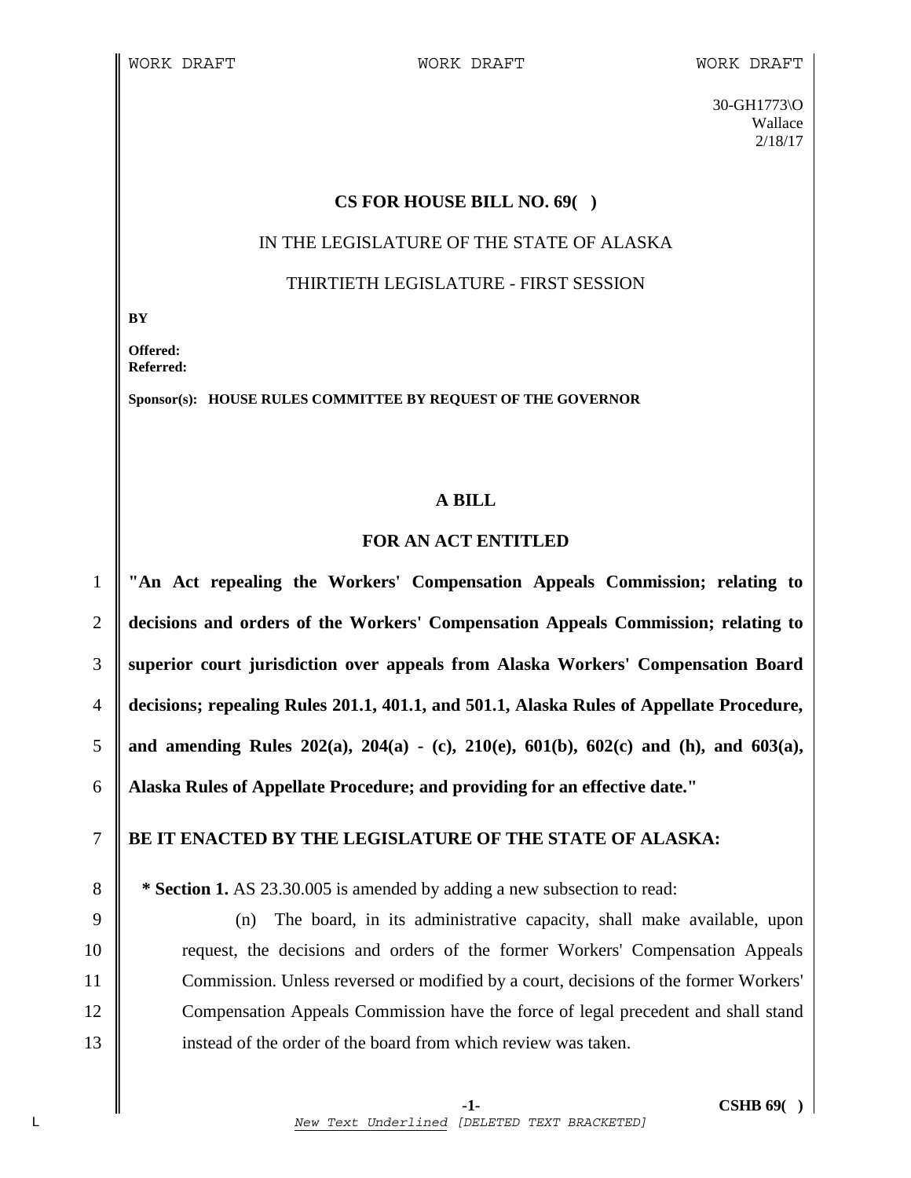WORK DRAFT WORK DRAFT WORK DRAFT

30-GH1773\O
Wallace
2/18/17

**CS FOR HOUSE BILL NO. 69( )**

IN THE LEGISLATURE OF THE STATE OF ALASKA

THIRTIETH LEGISLATURE - FIRST SESSION

**BY**

**Offered:**
**Referred:**

**Sponsor(s): HOUSE RULES COMMITTEE BY REQUEST OF THE GOVERNOR**

**A BILL**

**FOR AN ACT ENTITLED**

1 **"An Act repealing the Workers' Compensation Appeals Commission; relating to**
2 **decisions and orders of the Workers' Compensation Appeals Commission; relating to**
3 **superior court jurisdiction over appeals from Alaska Workers' Compensation Board**
4 **decisions; repealing Rules 201.1, 401.1, and 501.1, Alaska Rules of Appellate Procedure,**
5 **and amending Rules 202(a), 204(a) - (c), 210(e), 601(b), 602(c) and (h), and 603(a),**
6 **Alaska Rules of Appellate Procedure; and providing for an effective date."**

7 **BE IT ENACTED BY THE LEGISLATURE OF THE STATE OF ALASKA:**

8 **\* Section 1.** AS 23.30.005 is amended by adding a new subsection to read:

9 (n) The board, in its administrative capacity, shall make available, upon
10 request, the decisions and orders of the former Workers' Compensation Appeals
11 Commission. Unless reversed or modified by a court, decisions of the former Workers'
12 Compensation Appeals Commission have the force of legal precedent and shall stand
13 instead of the order of the board from which review was taken.

*New Text Underlined* [DELETED TEXT BRACKETED]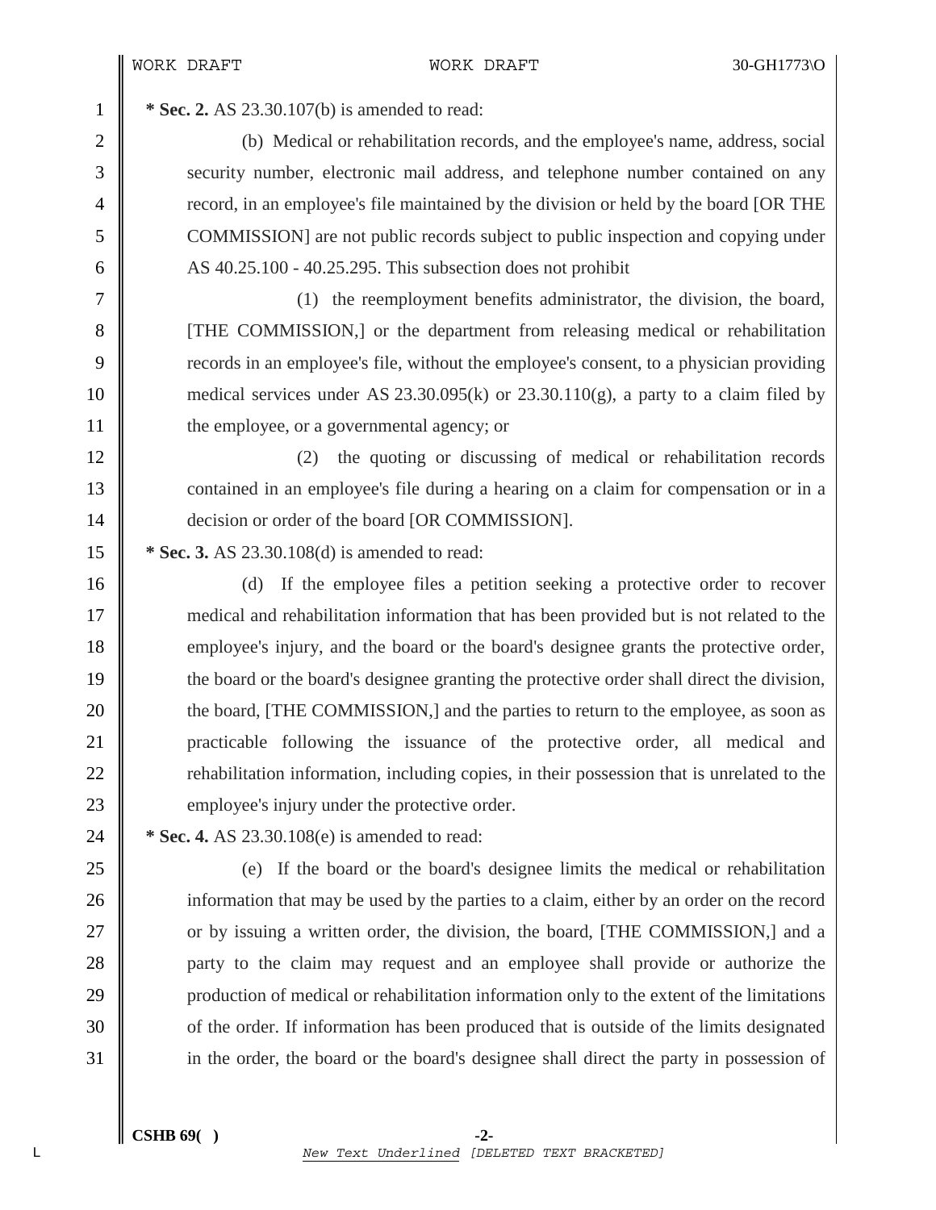**\* Sec. 2.** AS 23.30.107(b) is amended to read:

(b) Medical or rehabilitation records, and the employee's name, address, social security number, electronic mail address, and telephone number contained on any record, in an employee's file maintained by the division or held by the board [OR THE COMMISSION] are not public records subject to public inspection and copying under AS 40.25.100 - 40.25.295. This subsection does not prohibit

(1) the reemployment benefits administrator, the division, the board, [THE COMMISSION,] or the department from releasing medical or rehabilitation records in an employee's file, without the employee's consent, to a physician providing medical services under AS 23.30.095(k) or 23.30.110(g), a party to a claim filed by the employee, or a governmental agency; or

(2) the quoting or discussing of medical or rehabilitation records contained in an employee's file during a hearing on a claim for compensation or in a decision or order of the board [OR COMMISSION].

**\* Sec. 3.** AS 23.30.108(d) is amended to read:

(d) If the employee files a petition seeking a protective order to recover medical and rehabilitation information that has been provided but is not related to the employee's injury, and the board or the board's designee grants the protective order, the board or the board's designee granting the protective order shall direct the division, the board, [THE COMMISSION,] and the parties to return to the employee, as soon as practicable following the issuance of the protective order, all medical and rehabilitation information, including copies, in their possession that is unrelated to the employee's injury under the protective order.

**\* Sec. 4.** AS 23.30.108(e) is amended to read:

(e) If the board or the board's designee limits the medical or rehabilitation information that may be used by the parties to a claim, either by an order on the record or by issuing a written order, the division, the board, [THE COMMISSION,] and a party to the claim may request and an employee shall provide or authorize the production of medical or rehabilitation information only to the extent of the limitations of the order. If information has been produced that is outside of the limits designated in the order, the board or the board's designee shall direct the party in possession of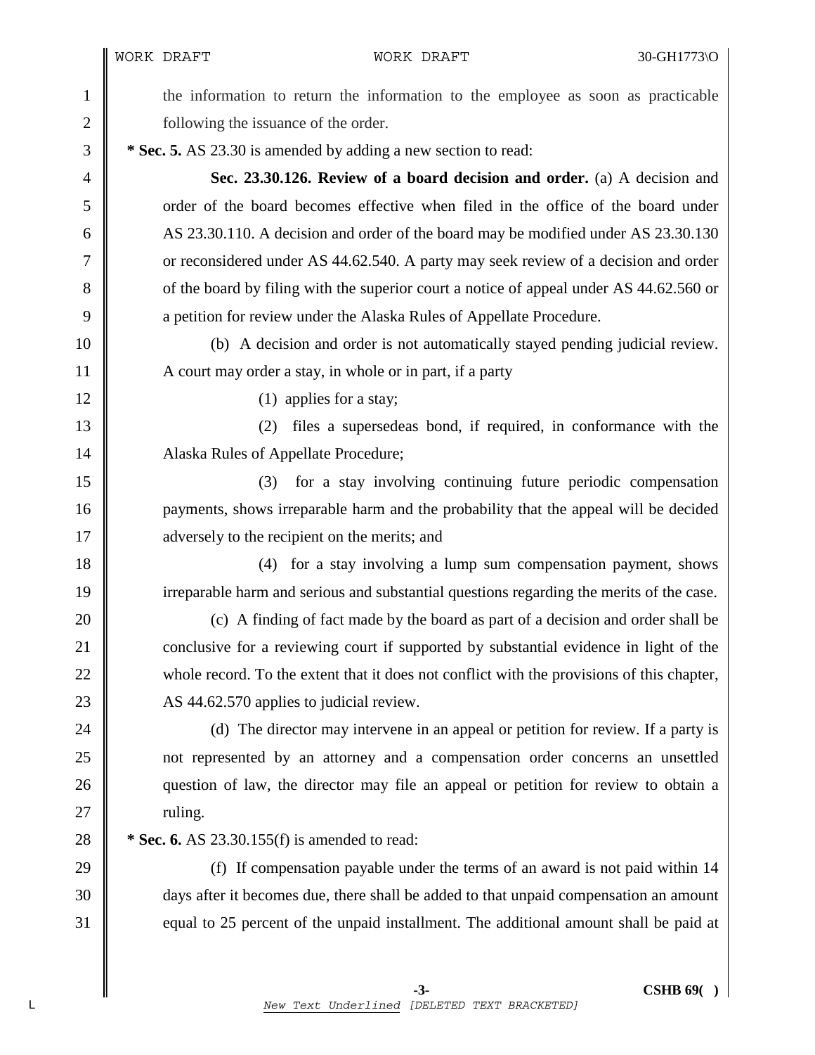the information to return the information to the employee as soon as practicable following the issuance of the order.

**\* Sec. 5.** AS 23.30 is amended by adding a new section to read:

**Sec. 23.30.126. Review of a board decision and order.** (a) A decision and order of the board becomes effective when filed in the office of the board under AS 23.30.110. A decision and order of the board may be modified under AS 23.30.130 or reconsidered under AS 44.62.540. A party may seek review of a decision and order of the board by filing with the superior court a notice of appeal under AS 44.62.560 or a petition for review under the Alaska Rules of Appellate Procedure.

(b) A decision and order is not automatically stayed pending judicial review. A court may order a stay, in whole or in part, if a party

(1) applies for a stay;

(2) files a supersedeas bond, if required, in conformance with the Alaska Rules of Appellate Procedure;

(3) for a stay involving continuing future periodic compensation payments, shows irreparable harm and the probability that the appeal will be decided adversely to the recipient on the merits; and

(4) for a stay involving a lump sum compensation payment, shows irreparable harm and serious and substantial questions regarding the merits of the case.

(c) A finding of fact made by the board as part of a decision and order shall be conclusive for a reviewing court if supported by substantial evidence in light of the whole record. To the extent that it does not conflict with the provisions of this chapter, AS 44.62.570 applies to judicial review.

(d) The director may intervene in an appeal or petition for review. If a party is not represented by an attorney and a compensation order concerns an unsettled question of law, the director may file an appeal or petition for review to obtain a ruling.

**\* Sec. 6.** AS 23.30.155(f) is amended to read:

(f) If compensation payable under the terms of an award is not paid within 14 days after it becomes due, there shall be added to that unpaid compensation an amount equal to 25 percent of the unpaid installment. The additional amount shall be paid at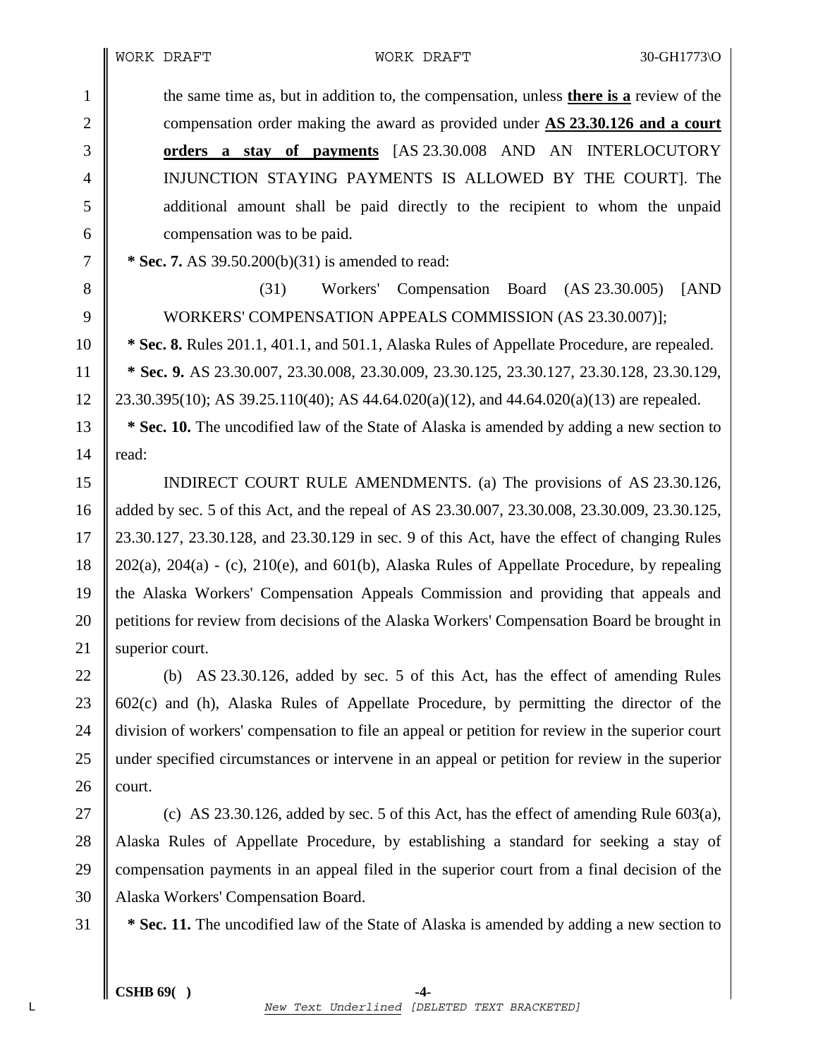the same time as, but in addition to, the compensation, unless **there is a** review of the compensation order making the award as provided under **AS 23.30.126 and a court orders a stay of payments** [AS 23.30.008 AND AN INTERLOCUTORY INJUNCTION STAYING PAYMENTS IS ALLOWED BY THE COURT]. The additional amount shall be paid directly to the recipient to whom the unpaid compensation was to be paid.

**\* Sec. 7.** AS 39.50.200(b)(31) is amended to read:

(31) Workers' Compensation Board (AS 23.30.005) [AND WORKERS' COMPENSATION APPEALS COMMISSION (AS 23.30.007)];

**\* Sec. 8.** Rules 201.1, 401.1, and 501.1, Alaska Rules of Appellate Procedure, are repealed.

**\* Sec. 9.** AS 23.30.007, 23.30.008, 23.30.009, 23.30.125, 23.30.127, 23.30.128, 23.30.129, 23.30.395(10); AS 39.25.110(40); AS 44.64.020(a)(12), and 44.64.020(a)(13) are repealed.

**\* Sec. 10.** The uncodified law of the State of Alaska is amended by adding a new section to read:

INDIRECT COURT RULE AMENDMENTS. (a) The provisions of AS 23.30.126, added by sec. 5 of this Act, and the repeal of AS 23.30.007, 23.30.008, 23.30.009, 23.30.125, 23.30.127, 23.30.128, and 23.30.129 in sec. 9 of this Act, have the effect of changing Rules 202(a), 204(a) - (c), 210(e), and 601(b), Alaska Rules of Appellate Procedure, by repealing the Alaska Workers' Compensation Appeals Commission and providing that appeals and petitions for review from decisions of the Alaska Workers' Compensation Board be brought in superior court.

(b) AS 23.30.126, added by sec. 5 of this Act, has the effect of amending Rules 602(c) and (h), Alaska Rules of Appellate Procedure, by permitting the director of the division of workers' compensation to file an appeal or petition for review in the superior court under specified circumstances or intervene in an appeal or petition for review in the superior court.

(c) AS 23.30.126, added by sec. 5 of this Act, has the effect of amending Rule 603(a), Alaska Rules of Appellate Procedure, by establishing a standard for seeking a stay of compensation payments in an appeal filed in the superior court from a final decision of the Alaska Workers' Compensation Board.

**\* Sec. 11.** The uncodified law of the State of Alaska is amended by adding a new section to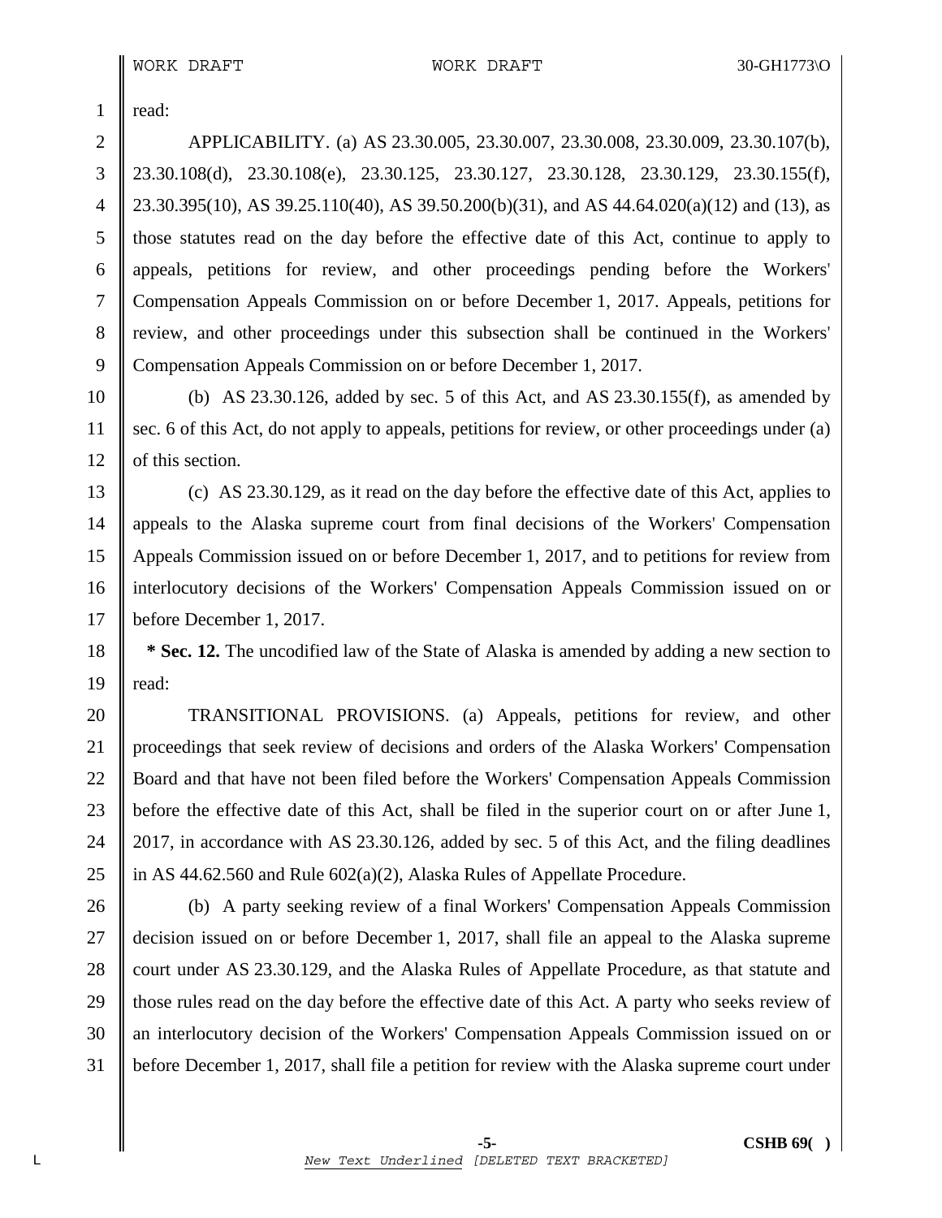read:

APPLICABILITY. (a) AS 23.30.005, 23.30.007, 23.30.008, 23.30.009, 23.30.107(b), 23.30.108(d), 23.30.108(e), 23.30.125, 23.30.127, 23.30.128, 23.30.129, 23.30.155(f), 23.30.395(10), AS 39.25.110(40), AS 39.50.200(b)(31), and AS 44.64.020(a)(12) and (13), as those statutes read on the day before the effective date of this Act, continue to apply to appeals, petitions for review, and other proceedings pending before the Workers' Compensation Appeals Commission on or before December 1, 2017. Appeals, petitions for review, and other proceedings under this subsection shall be continued in the Workers' Compensation Appeals Commission on or before December 1, 2017.

(b) AS 23.30.126, added by sec. 5 of this Act, and AS 23.30.155(f), as amended by sec. 6 of this Act, do not apply to appeals, petitions for review, or other proceedings under (a) of this section.

(c) AS 23.30.129, as it read on the day before the effective date of this Act, applies to appeals to the Alaska supreme court from final decisions of the Workers' Compensation Appeals Commission issued on or before December 1, 2017, and to petitions for review from interlocutory decisions of the Workers' Compensation Appeals Commission issued on or before December 1, 2017.

**\* Sec. 12.** The uncodified law of the State of Alaska is amended by adding a new section to read:

TRANSITIONAL PROVISIONS. (a) Appeals, petitions for review, and other proceedings that seek review of decisions and orders of the Alaska Workers' Compensation Board and that have not been filed before the Workers' Compensation Appeals Commission before the effective date of this Act, shall be filed in the superior court on or after June 1, 2017, in accordance with AS 23.30.126, added by sec. 5 of this Act, and the filing deadlines in AS 44.62.560 and Rule 602(a)(2), Alaska Rules of Appellate Procedure.

(b) A party seeking review of a final Workers' Compensation Appeals Commission decision issued on or before December 1, 2017, shall file an appeal to the Alaska supreme court under AS 23.30.129, and the Alaska Rules of Appellate Procedure, as that statute and those rules read on the day before the effective date of this Act. A party who seeks review of an interlocutory decision of the Workers' Compensation Appeals Commission issued on or before December 1, 2017, shall file a petition for review with the Alaska supreme court under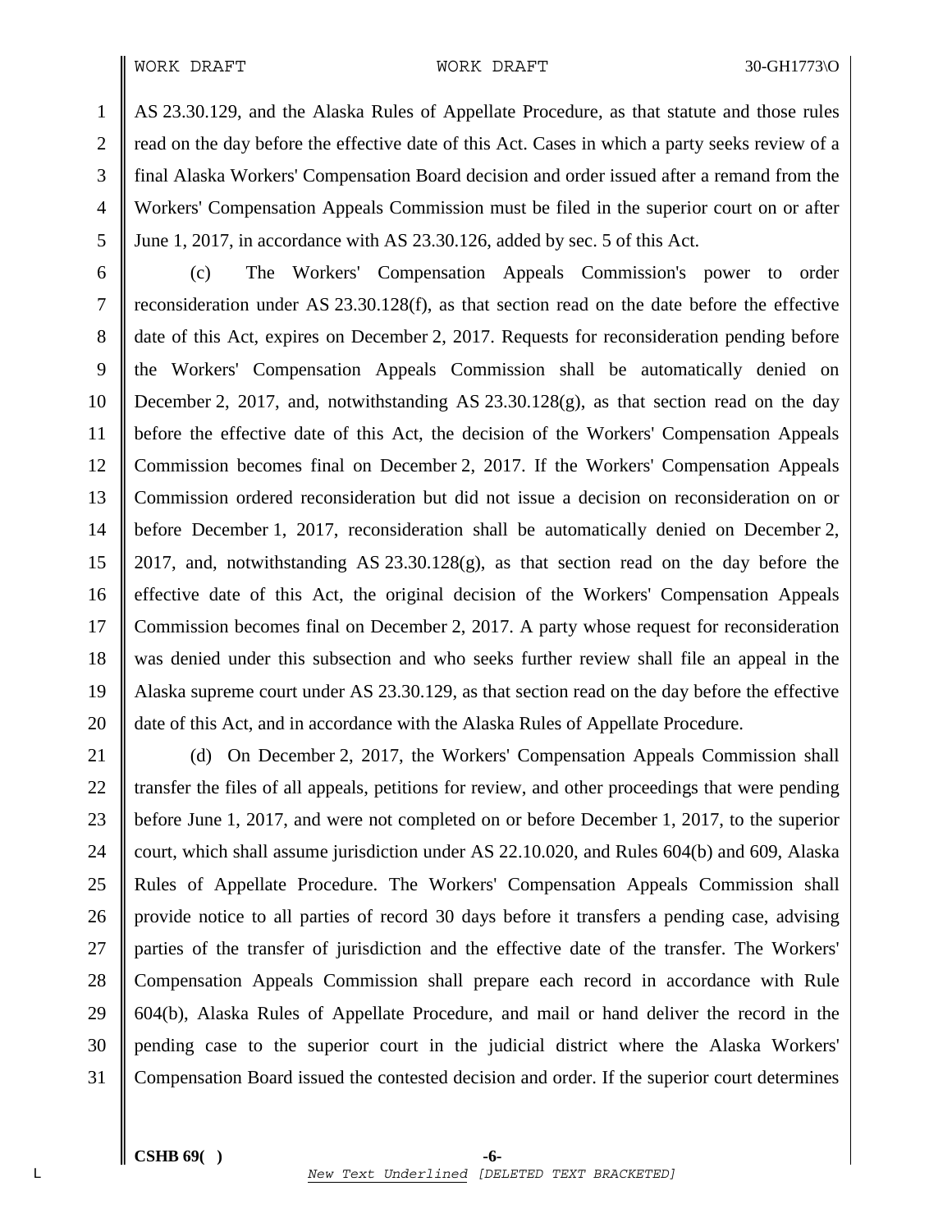AS 23.30.129, and the Alaska Rules of Appellate Procedure, as that statute and those rules read on the day before the effective date of this Act. Cases in which a party seeks review of a final Alaska Workers' Compensation Board decision and order issued after a remand from the Workers' Compensation Appeals Commission must be filed in the superior court on or after June 1, 2017, in accordance with AS 23.30.126, added by sec. 5 of this Act.

(c) The Workers' Compensation Appeals Commission's power to order reconsideration under AS 23.30.128(f), as that section read on the date before the effective date of this Act, expires on December 2, 2017. Requests for reconsideration pending before the Workers' Compensation Appeals Commission shall be automatically denied on December 2, 2017, and, notwithstanding AS 23.30.128(g), as that section read on the day before the effective date of this Act, the decision of the Workers' Compensation Appeals Commission becomes final on December 2, 2017. If the Workers' Compensation Appeals Commission ordered reconsideration but did not issue a decision on reconsideration on or before December 1, 2017, reconsideration shall be automatically denied on December 2, 2017, and, notwithstanding AS 23.30.128(g), as that section read on the day before the effective date of this Act, the original decision of the Workers' Compensation Appeals Commission becomes final on December 2, 2017. A party whose request for reconsideration was denied under this subsection and who seeks further review shall file an appeal in the Alaska supreme court under AS 23.30.129, as that section read on the day before the effective date of this Act, and in accordance with the Alaska Rules of Appellate Procedure.

(d) On December 2, 2017, the Workers' Compensation Appeals Commission shall transfer the files of all appeals, petitions for review, and other proceedings that were pending before June 1, 2017, and were not completed on or before December 1, 2017, to the superior court, which shall assume jurisdiction under AS 22.10.020, and Rules 604(b) and 609, Alaska Rules of Appellate Procedure. The Workers' Compensation Appeals Commission shall provide notice to all parties of record 30 days before it transfers a pending case, advising parties of the transfer of jurisdiction and the effective date of the transfer. The Workers' Compensation Appeals Commission shall prepare each record in accordance with Rule 604(b), Alaska Rules of Appellate Procedure, and mail or hand deliver the record in the pending case to the superior court in the judicial district where the Alaska Workers' Compensation Board issued the contested decision and order. If the superior court determines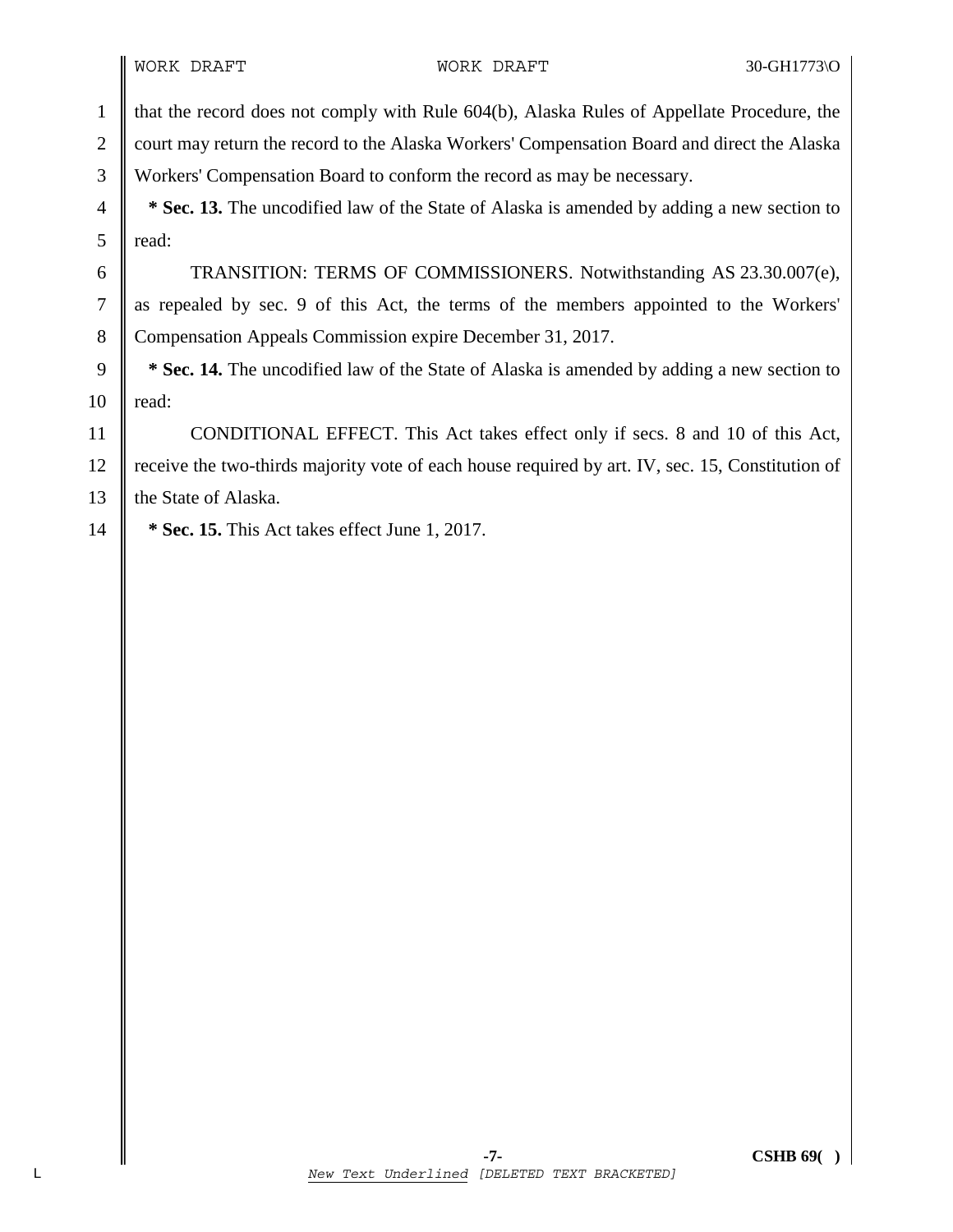that the record does not comply with Rule 604(b), Alaska Rules of Appellate Procedure, the court may return the record to the Alaska Workers' Compensation Board and direct the Alaska Workers' Compensation Board to conform the record as may be necessary.

**\* Sec. 13.** The uncodified law of the State of Alaska is amended by adding a new section to read:

TRANSITION: TERMS OF COMMISSIONERS. Notwithstanding AS 23.30.007(e), as repealed by sec. 9 of this Act, the terms of the members appointed to the Workers' Compensation Appeals Commission expire December 31, 2017.

**\* Sec. 14.** The uncodified law of the State of Alaska is amended by adding a new section to read:

CONDITIONAL EFFECT. This Act takes effect only if secs. 8 and 10 of this Act, receive the two-thirds majority vote of each house required by art. IV, sec. 15, Constitution of the State of Alaska.

**\* Sec. 15.** This Act takes effect June 1, 2017.